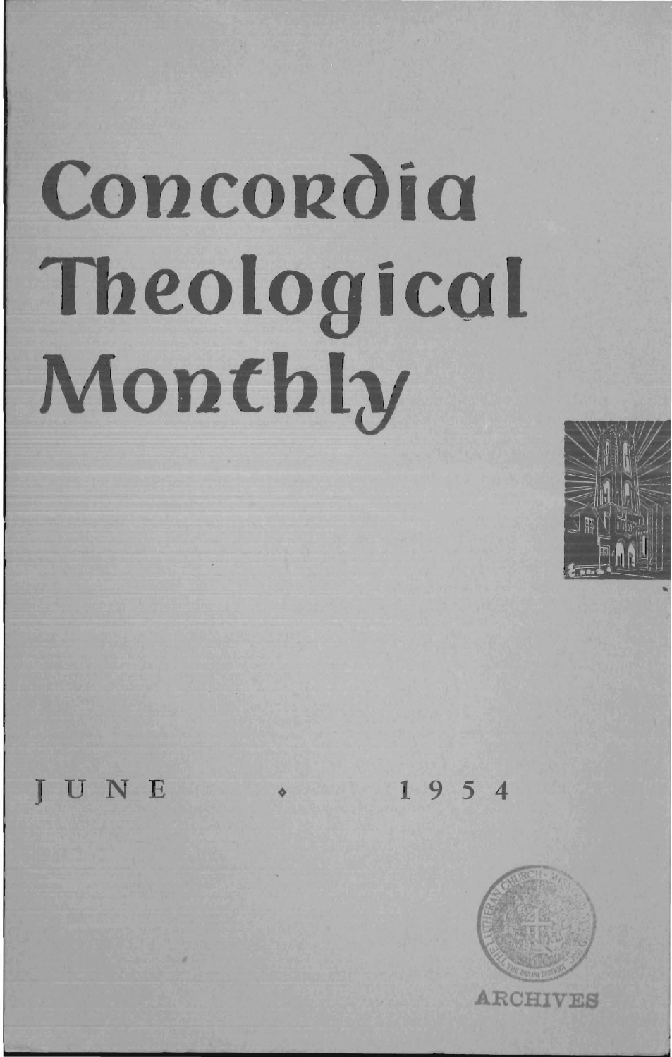# Concordia Theological Monthly

JUNE • 1954

ARCHIVES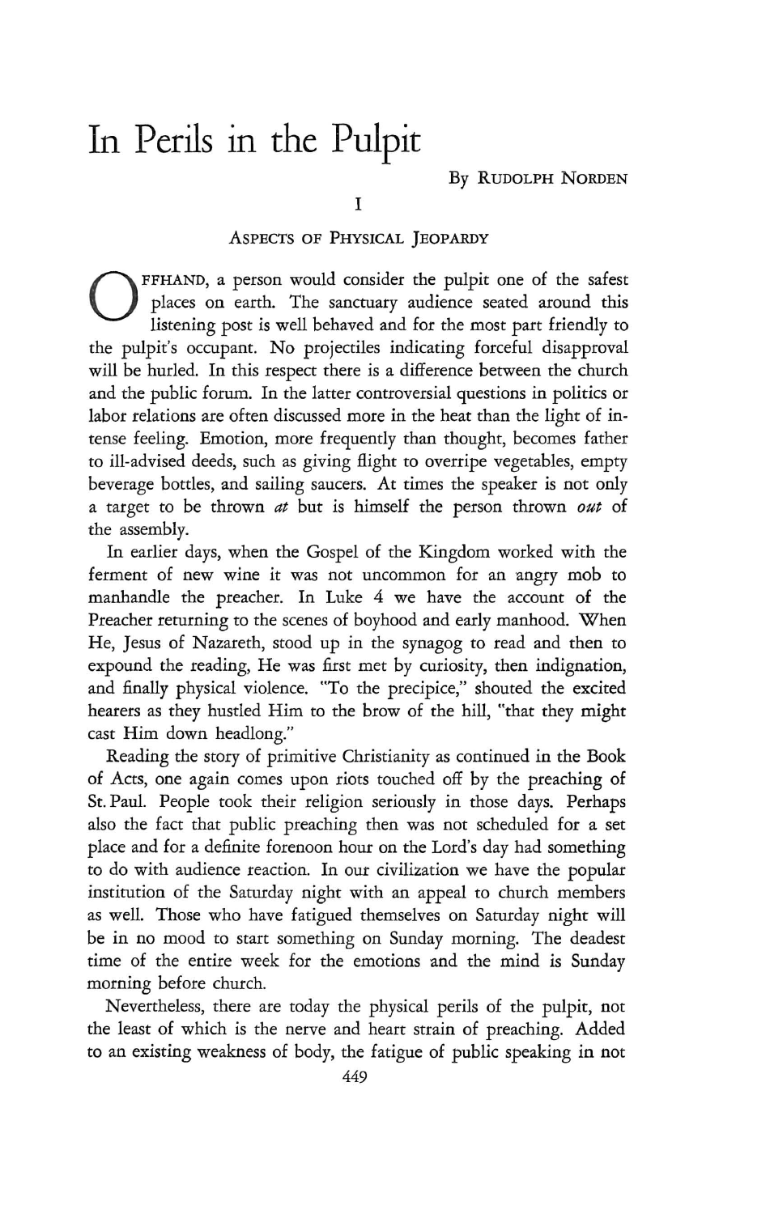# In Perils in the Pulpit

By Rudolph Norden

## I

### Aspects of Physical Jeopardy

Offhand, a person would consider the pulpit one of the safest places on earth. The sanctuary audience seated around this listening post is well behaved and for the most part friendly to the pulpit's occupant. No projectiles indicating forceful disapproval will be hurled. In this respect there is a difference between the church and the public forum. In the latter controversial questions in politics or labor relations are often discussed more in the heat than the light of intense feeling. Emotion, more frequently than thought, becomes father to ill-advised deeds, such as giving flight to overripe vegetables, empty beverage bottles, and sailing saucers. At times the speaker is not only a target to be thrown *at* but is himself the person thrown *out* of the assembly.

In earlier days, when the Gospel of the Kingdom worked with the ferment of new wine it was not uncommon for an angry mob to manhandle the preacher. In Luke 4 we have the account of the Preacher returning to the scenes of boyhood and early manhood. When He, Jesus of Nazareth, stood up in the synagog to read and then to expound the reading, He was first met by curiosity, then indignation, and finally physical violence. "To the precipice," shouted the excited hearers as they hustled Him to the brow of the hill, "that they might cast Him down headlong."

Reading the story of primitive Christianity as continued in the Book of Acts, one again comes upon riots touched off by the preaching of St. Paul. People took their religion seriously in those days. Perhaps also the fact that public preaching then was not scheduled for a set place and for a definite forenoon hour on the Lord's day had something to do with audience reaction. In our civilization we have the popular institution of the Saturday night with an appeal to church members as well. Those who have fatigued themselves on Saturday night will be in no mood to start something on Sunday morning. The deadest time of the entire week for the emotions and the mind is Sunday morning before church.

Nevertheless, there are today the physical perils of the pulpit, not the least of which is the nerve and heart strain of preaching. Added to an existing weakness of body, the fatigue of public speaking in not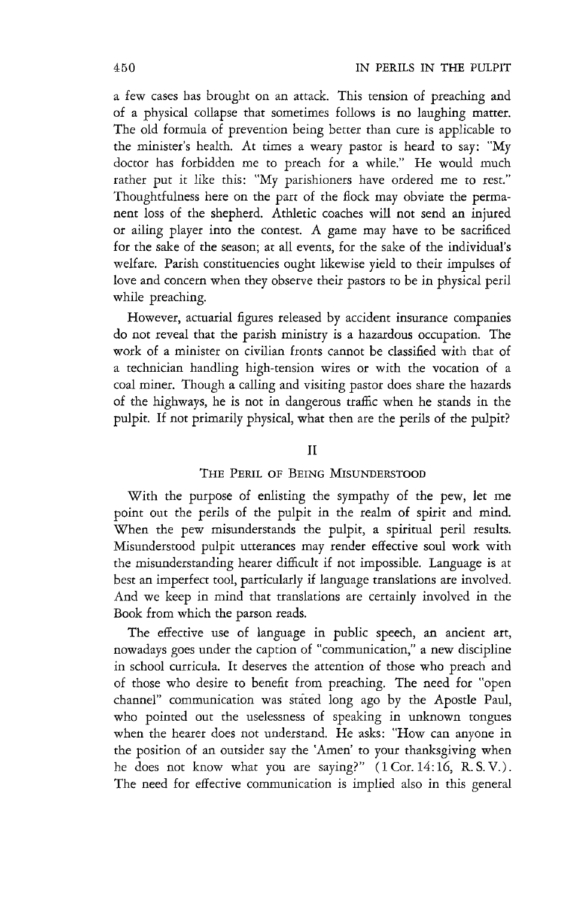a few cases has brought on an attack. This tension of preaching and of a physical collapse that sometimes follows is no laughing matter. The old formula of prevention being better than cure is applicable to the minister's health. At times a weary pastor is heard to say: "My doctor has forbidden me to preach for a while." He would much rather put it like this: "My parishioners have ordered me to rest." Thoughtfulness here on the part of the flock may obviate the permanent loss of the shepherd. Athletic coaches will not send an injured or ailing player into the contest. A game may have to be sacrificed for the sake of the season; at all events, for the sake of the individual's welfare. Parish constituencies ought likewise yield to their impulses of love and concern when they observe their pastors to be in physical peril while preaching.

However, actuarial figures released by accident insurance companies do not reveal that the parish ministry is a hazardous occupation. The work of a minister on civilian fronts cannot be classified with that of a technician handling high-tension wires or with the vocation of a coal miner. Though a calling and visiting pastor does share the hazards of the highways, he is not in dangerous traffic when he stands in the pulpit. If not primarily physical, what then are the perils of the pulpit?

## II

### The Peril of Being Misunderstood

With the purpose of enlisting the sympathy of the pew, let me point out the perils of the pulpit in the realm of spirit and mind. When the pew misunderstands the pulpit, a spiritual peril results. Misunderstood pulpit utterances may render effective soul work with the misunderstanding hearer difficult if not impossible. Language is at best an imperfect tool, particularly if language translations are involved. And we keep in mind that translations are certainly involved in the Book from which the parson reads.

The effective use of language in public speech, an ancient art, nowadays goes under the caption of "communication," a new discipline in school curricula. It deserves the attention of those who preach and of those who desire to benefit from preaching. The need for "open channel" communication was stated long ago by the Apostle Paul, who pointed out the uselessness of speaking in unknown tongues when the hearer does not understand. He asks: "How can anyone in the position of an outsider say the 'Amen' to your thanksgiving when he does not know what you are saying?" (1 Cor. 14:16, R. S. V.). The need for effective communication is implied also in this general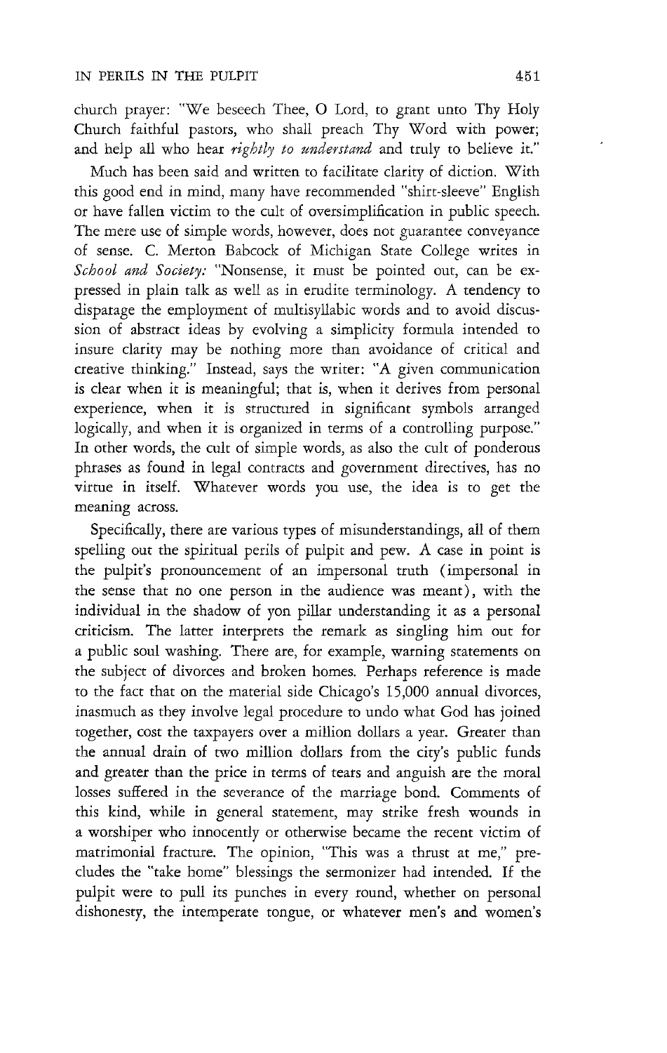church prayer: "We beseech Thee, O Lord, to grant unto Thy Holy Church faithful pastors, who shall preach Thy Word with power; and help all who hear *rightly to understand* and truly to believe it."

Much has been said and written to facilitate clarity of diction. With this good end in mind, many have recommended "shirt-sleeve" English or have fallen victim to the cult of oversimplification in public speech. The mere use of simple words, however, does not guarantee conveyance of sense. C. Merton Babcock of Michigan State College writes in *School and Society:* "Nonsense, it must be pointed out, can be expressed in plain talk as well as in erudite terminology. A tendency to disparage the employment of multisyllabic words and to avoid discussion of abstract ideas by evolving a simplicity formula intended to insure clarity may be nothing more than avoidance of critical and creative thinking." Instead, says the writer: "A given communication is clear when it is meaningful; that is, when it derives from personal experience, when it is structured in significant symbols arranged logically, and when it is organized in terms of a controlling purpose." In other words, the cult of simple words, as also the cult of ponderous phrases as found in legal contracts and government directives, has no virtue in itself. Whatever words you use, the idea is to get the meaning across.

Specifically, there are various types of misunderstandings, all of them spelling out the spiritual perils of pulpit and pew. A case in point is the pulpit's pronouncement of an impersonal truth (impersonal in the sense that no one person in the audience was meant), with the individual in the shadow of yon pillar understanding it as a personal criticism. The latter interprets the remark as singling him out for a public soul washing. There are, for example, warning statements on the subject of divorces and broken homes. Perhaps reference is made to the fact that on the material side Chicago's 15,000 annual divorces, inasmuch as they involve legal procedure to undo what God has joined together, cost the taxpayers over a million dollars a year. Greater than the annual drain of two million dollars from the city's public funds and greater than the price in terms of tears and anguish are the moral losses suffered in the severance of the marriage bond. Comments of this kind, while in general statement, may strike fresh wounds in a worshiper who innocently or otherwise became the recent victim of matrimonial fracture. The opinion, "This was a thrust at me," precludes the "take home" blessings the sermonizer had intended. If the pulpit were to pull its punches in every round, whether on personal dishonesty, the intemperate tongue, or whatever men's and women's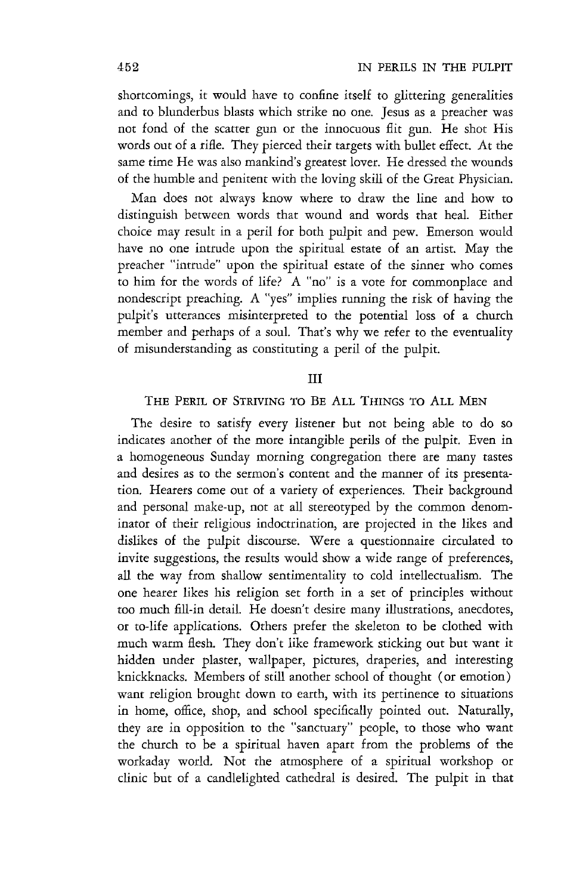shortcomings, it would have to confine itself to glittering generalities and to blunderbus blasts which strike no one. Jesus as a preacher was not fond of the scatter gun or the innocuous flit gun. He shot His words out of a rifle. They pierced their targets with bullet effect. At the same time He was also mankind's greatest lover. He dressed the wounds of the humble and penitent with the loving skill of the Great Physician.

Man does not always know where to draw the line and how to distinguish between words that wound and words that heal. Either choice may result in a peril for both pulpit and pew. Emerson would have no one intrude upon the spiritual estate of an artist. May the preacher "intrude" upon the spiritual estate of the sinner who comes to him for the words of life? A "no" is a vote for commonplace and nondescript preaching. A "yes" implies running the risk of having the pulpit's utterances misinterpreted to the potential loss of a church member and perhaps of a soul. That's why we refer to the eventuality of misunderstanding as constituting a peril of the pulpit.

## III

### The Peril of Striving to Be All Things to All Men

The desire to satisfy every listener but not being able to do so indicates another of the more intangible perils of the pulpit. Even in a homogeneous Sunday morning congregation there are many tastes and desires as to the sermon's content and the manner of its presentation. Hearers come out of a variety of experiences. Their background and personal make-up, not at all stereotyped by the common denominator of their religious indoctrination, are projected in the likes and dislikes of the pulpit discourse. Were a questionnaire circulated to invite suggestions, the results would show a wide range of preferences, all the way from shallow sentimentality to cold intellectualism. The one hearer likes his religion set forth in a set of principles without too much fill-in detail. He doesn't desire many illustrations, anecdotes, or to-life applications. Others prefer the skeleton to be clothed with much warm flesh. They don't like framework sticking out but want it hidden under plaster, wallpaper, pictures, draperies, and interesting knickknacks. Members of still another school of thought (or emotion) want religion brought down to earth, with its pertinence to situations in home, office, shop, and school specifically pointed out. Naturally, they are in opposition to the "sanctuary" people, to those who want the church to be a spiritual haven apart from the problems of the workaday world. Not the atmosphere of a spiritual workshop or clinic but of a candlelighted cathedral is desired. The pulpit in that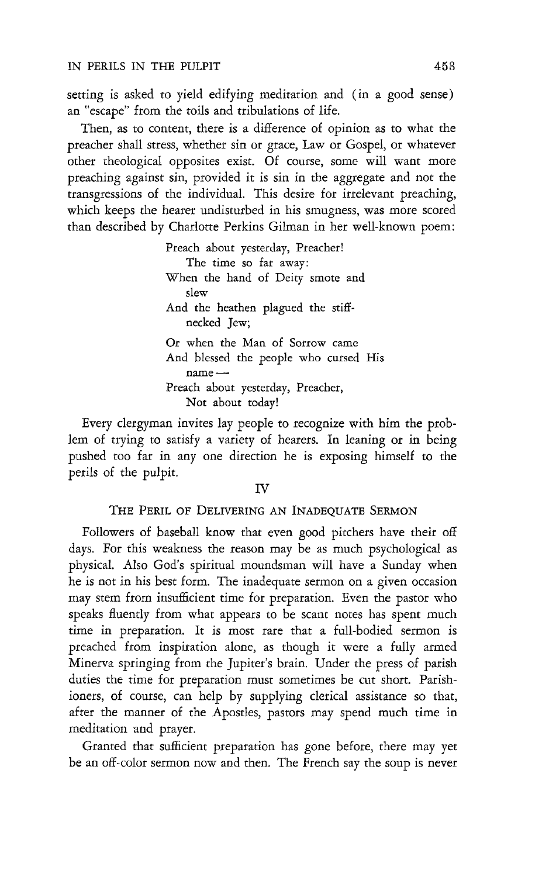setting is asked to yield edifying meditation and (in a good sense) an "escape" from the toils and tribulations of life.

Then, as to content, there is a difference of opinion as to what the preacher shall stress, whether sin or grace, Law or Gospel, or whatever other theological opposites exist. Of course, some will want more preaching against sin, provided it is sin in the aggregate and not the transgressions of the individual. This desire for irrelevant preaching, which keeps the hearer undisturbed in his smugness, was more scored than described by Charlotte Perkins Gilman in her well-known poem:

> Preach about yesterday, Preacher!
> The time so far away:
> When the hand of Deity smote and slew
> And the heathen plagued the stiff-necked Jew;
>
> Or when the Man of Sorrow came
> And blessed the people who cursed His name —
> Preach about yesterday, Preacher,
> Not about today!

Every clergyman invites lay people to recognize with him the problem of trying to satisfy a variety of hearers. In leaning or in being pushed too far in any one direction he is exposing himself to the perils of the pulpit.

## IV

### The Peril of Delivering an Inadequate Sermon

Followers of baseball know that even good pitchers have their off days. For this weakness the reason may be as much psychological as physical. Also God's spiritual moundsman will have a Sunday when he is not in his best form. The inadequate sermon on a given occasion may stem from insufficient time for preparation. Even the pastor who speaks fluently from what appears to be scant notes has spent much time in preparation. It is most rare that a full-bodied sermon is preached from inspiration alone, as though it were a fully armed Minerva springing from the Jupiter's brain. Under the press of parish duties the time for preparation must sometimes be cut short. Parishioners, of course, can help by supplying clerical assistance so that, after the manner of the Apostles, pastors may spend much time in meditation and prayer.

Granted that sufficient preparation has gone before, there may yet be an off-color sermon now and then. The French say the soup is never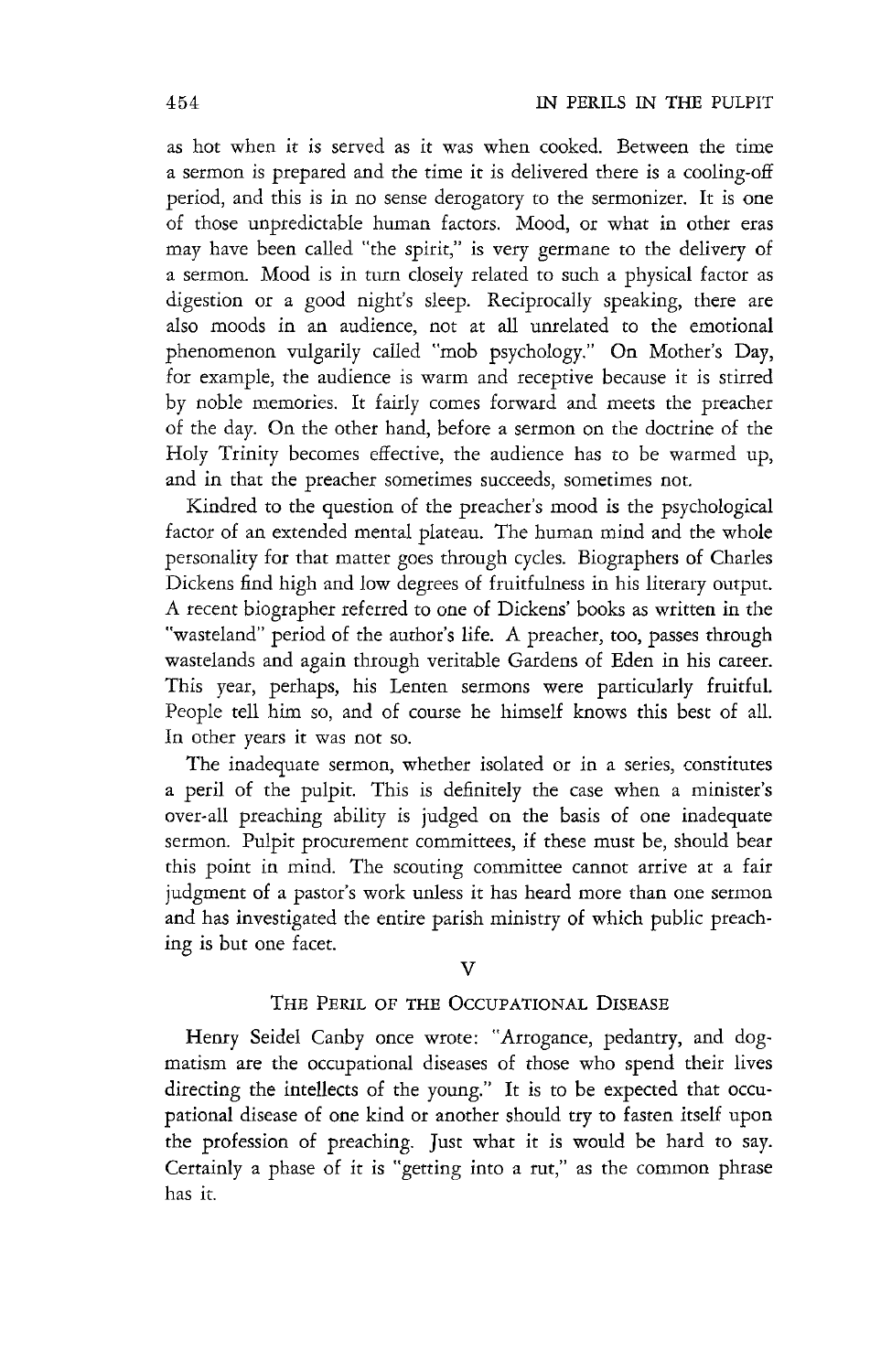as hot when it is served as it was when cooked. Between the time a sermon is prepared and the time it is delivered there is a cooling-off period, and this is in no sense derogatory to the sermonizer. It is one of those unpredictable human factors. Mood, or what in other eras may have been called "the spirit," is very germane to the delivery of a sermon. Mood is in turn closely related to such a physical factor as digestion or a good night's sleep. Reciprocally speaking, there are also moods in an audience, not at all unrelated to the emotional phenomenon vulgarily called "mob psychology." On Mother's Day, for example, the audience is warm and receptive because it is stirred by noble memories. It fairly comes forward and meets the preacher of the day. On the other hand, before a sermon on the doctrine of the Holy Trinity becomes effective, the audience has to be warmed up, and in that the preacher sometimes succeeds, sometimes not.

Kindred to the question of the preacher's mood is the psychological factor of an extended mental plateau. The human mind and the whole personality for that matter goes through cycles. Biographers of Charles Dickens find high and low degrees of fruitfulness in his literary output. A recent biographer referred to one of Dickens' books as written in the "wasteland" period of the author's life. A preacher, too, passes through wastelands and again through veritable Gardens of Eden in his career. This year, perhaps, his Lenten sermons were particularly fruitful. People tell him so, and of course he himself knows this best of all. In other years it was not so.

The inadequate sermon, whether isolated or in a series, constitutes a peril of the pulpit. This is definitely the case when a minister's over-all preaching ability is judged on the basis of one inadequate sermon. Pulpit procurement committees, if these must be, should bear this point in mind. The scouting committee cannot arrive at a fair judgment of a pastor's work unless it has heard more than one sermon and has investigated the entire parish ministry of which public preaching is but one facet.

## V

### The Peril of the Occupational Disease

Henry Seidel Canby once wrote: "Arrogance, pedantry, and dogmatism are the occupational diseases of those who spend their lives directing the intellects of the young." It is to be expected that occupational disease of one kind or another should try to fasten itself upon the profession of preaching. Just what it is would be hard to say. Certainly a phase of it is "getting into a rut," as the common phrase has it.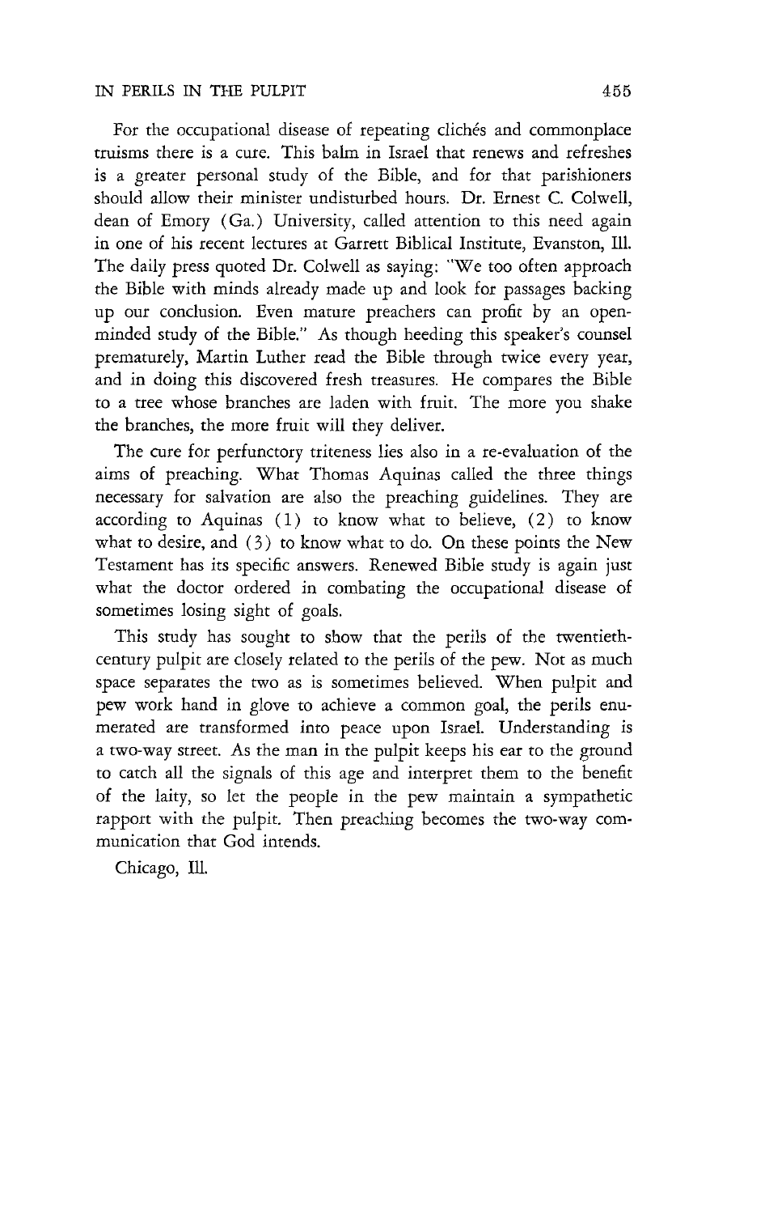For the occupational disease of repeating clichés and commonplace truisms there is a cure. This balm in Israel that renews and refreshes is a greater personal study of the Bible, and for that parishioners should allow their minister undisturbed hours. Dr. Ernest C. Colwell, dean of Emory (Ga.) University, called attention to this need again in one of his recent lectures at Garrett Biblical Institute, Evanston, Ill. The daily press quoted Dr. Colwell as saying: "We too often approach the Bible with minds already made up and look for passages backing up our conclusion. Even mature preachers can profit by an open-minded study of the Bible." As though heeding this speaker's counsel prematurely, Martin Luther read the Bible through twice every year, and in doing this discovered fresh treasures. He compares the Bible to a tree whose branches are laden with fruit. The more you shake the branches, the more fruit will they deliver.

The cure for perfunctory triteness lies also in a re-evaluation of the aims of preaching. What Thomas Aquinas called the three things necessary for salvation are also the preaching guidelines. They are according to Aquinas (1) to know what to believe, (2) to know what to desire, and (3) to know what to do. On these points the New Testament has its specific answers. Renewed Bible study is again just what the doctor ordered in combating the occupational disease of sometimes losing sight of goals.

This study has sought to show that the perils of the twentieth-century pulpit are closely related to the perils of the pew. Not as much space separates the two as is sometimes believed. When pulpit and pew work hand in glove to achieve a common goal, the perils enumerated are transformed into peace upon Israel. Understanding is a two-way street. As the man in the pulpit keeps his ear to the ground to catch all the signals of this age and interpret them to the benefit of the laity, so let the people in the pew maintain a sympathetic rapport with the pulpit. Then preaching becomes the two-way communication that God intends.

Chicago, Ill.